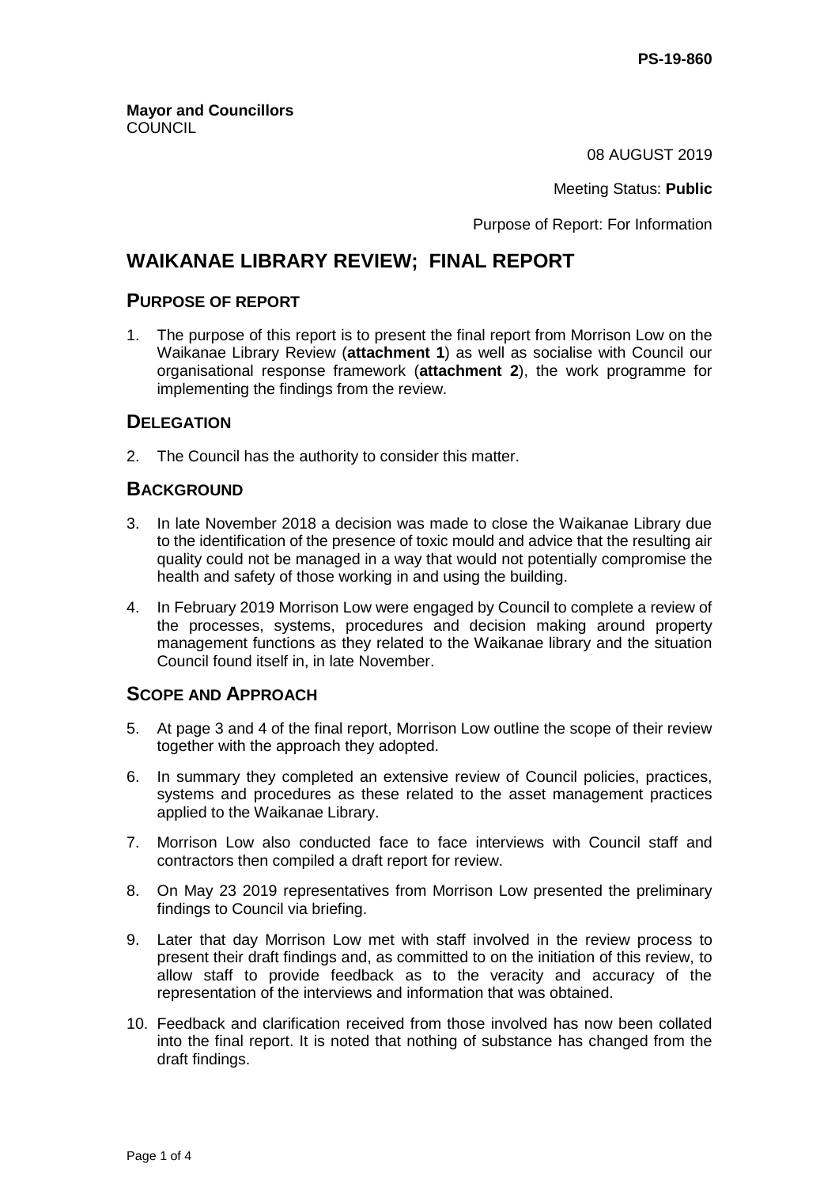**PS-19-860**

**Mayor and Councillors**
COUNCIL

08 AUGUST 2019

Meeting Status: **Public**

Purpose of Report: For Information

# WAIKANAE LIBRARY REVIEW; FINAL REPORT

## PURPOSE OF REPORT

1. The purpose of this report is to present the final report from Morrison Low on the Waikanae Library Review (**attachment 1**) as well as socialise with Council our organisational response framework (**attachment 2**), the work programme for implementing the findings from the review.

## DELEGATION

2. The Council has the authority to consider this matter.

## BACKGROUND

3. In late November 2018 a decision was made to close the Waikanae Library due to the identification of the presence of toxic mould and advice that the resulting air quality could not be managed in a way that would not potentially compromise the health and safety of those working in and using the building.
4. In February 2019 Morrison Low were engaged by Council to complete a review of the processes, systems, procedures and decision making around property management functions as they related to the Waikanae library and the situation Council found itself in, in late November.

## SCOPE AND APPROACH

5. At page 3 and 4 of the final report, Morrison Low outline the scope of their review together with the approach they adopted.
6. In summary they completed an extensive review of Council policies, practices, systems and procedures as these related to the asset management practices applied to the Waikanae Library.
7. Morrison Low also conducted face to face interviews with Council staff and contractors then compiled a draft report for review.
8. On May 23 2019 representatives from Morrison Low presented the preliminary findings to Council via briefing.
9. Later that day Morrison Low met with staff involved in the review process to present their draft findings and, as committed to on the initiation of this review, to allow staff to provide feedback as to the veracity and accuracy of the representation of the interviews and information that was obtained.
10. Feedback and clarification received from those involved has now been collated into the final report. It is noted that nothing of substance has changed from the draft findings.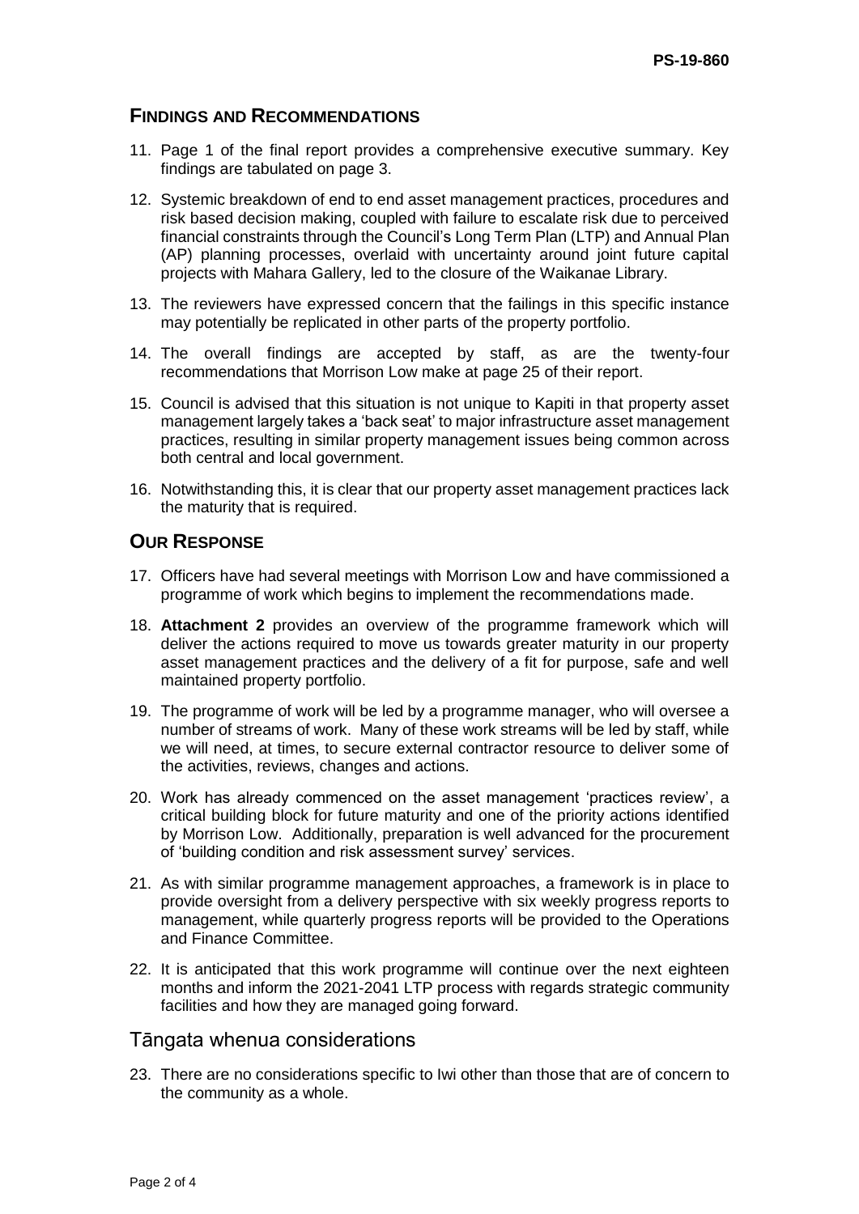## Findings and Recommendations

11. Page 1 of the final report provides a comprehensive executive summary. Key findings are tabulated on page 3.
12. Systemic breakdown of end to end asset management practices, procedures and risk based decision making, coupled with failure to escalate risk due to perceived financial constraints through the Council's Long Term Plan (LTP) and Annual Plan (AP) planning processes, overlaid with uncertainty around joint future capital projects with Mahara Gallery, led to the closure of the Waikanae Library.
13. The reviewers have expressed concern that the failings in this specific instance may potentially be replicated in other parts of the property portfolio.
14. The overall findings are accepted by staff, as are the twenty-four recommendations that Morrison Low make at page 25 of their report.
15. Council is advised that this situation is not unique to Kapiti in that property asset management largely takes a 'back seat' to major infrastructure asset management practices, resulting in similar property management issues being common across both central and local government.
16. Notwithstanding this, it is clear that our property asset management practices lack the maturity that is required.

## Our Response

17. Officers have had several meetings with Morrison Low and have commissioned a programme of work which begins to implement the recommendations made.
18. **Attachment 2** provides an overview of the programme framework which will deliver the actions required to move us towards greater maturity in our property asset management practices and the delivery of a fit for purpose, safe and well maintained property portfolio.
19. The programme of work will be led by a programme manager, who will oversee a number of streams of work. Many of these work streams will be led by staff, while we will need, at times, to secure external contractor resource to deliver some of the activities, reviews, changes and actions.
20. Work has already commenced on the asset management 'practices review', a critical building block for future maturity and one of the priority actions identified by Morrison Low. Additionally, preparation is well advanced for the procurement of 'building condition and risk assessment survey' services.
21. As with similar programme management approaches, a framework is in place to provide oversight from a delivery perspective with six weekly progress reports to management, while quarterly progress reports will be provided to the Operations and Finance Committee.
22. It is anticipated that this work programme will continue over the next eighteen months and inform the 2021-2041 LTP process with regards strategic community facilities and how they are managed going forward.

## Tāngata whenua considerations

23. There are no considerations specific to Iwi other than those that are of concern to the community as a whole.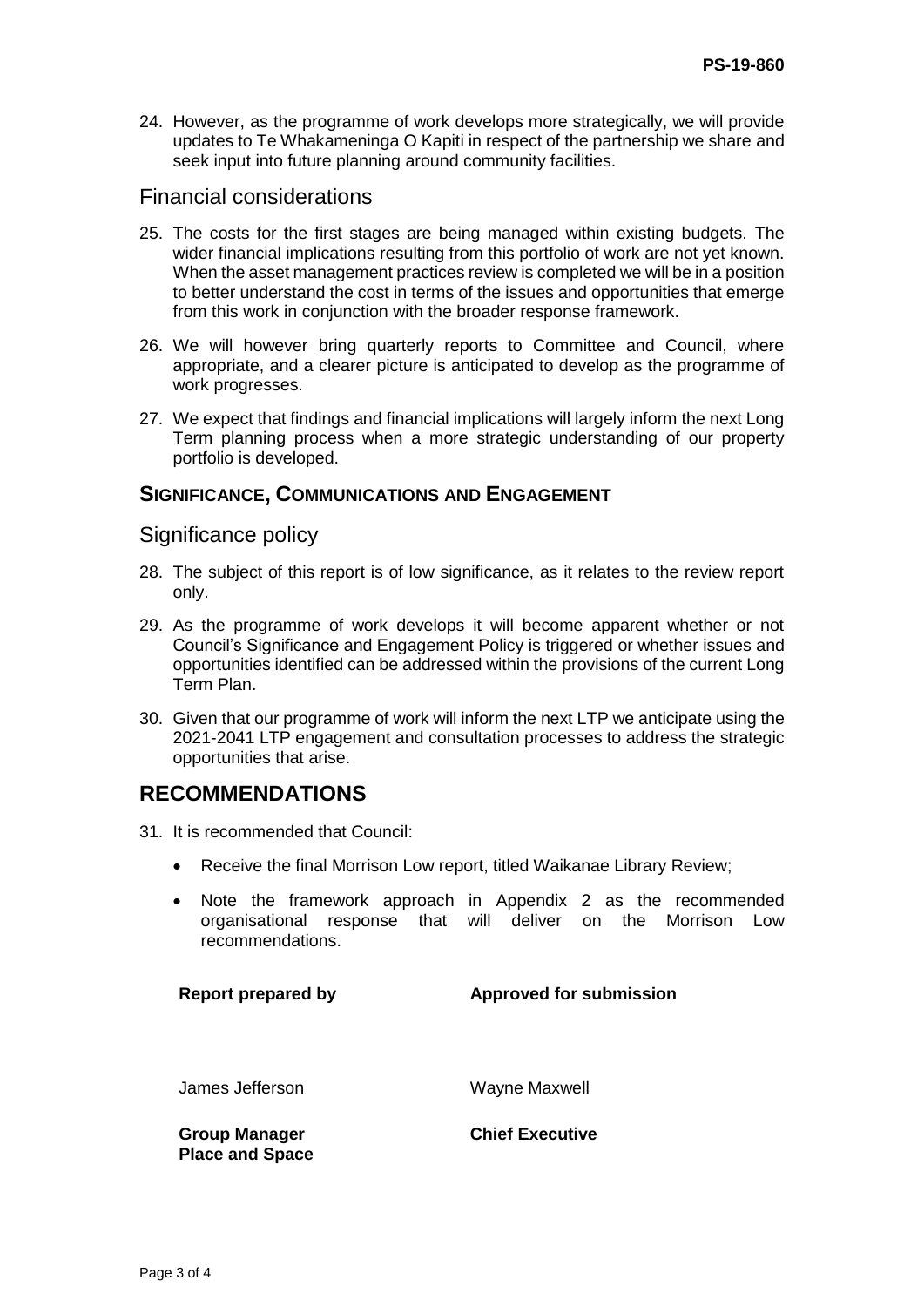24. However, as the programme of work develops more strategically, we will provide updates to Te Whakameninga O Kapiti in respect of the partnership we share and seek input into future planning around community facilities.

## Financial considerations

25. The costs for the first stages are being managed within existing budgets. The wider financial implications resulting from this portfolio of work are not yet known. When the asset management practices review is completed we will be in a position to better understand the cost in terms of the issues and opportunities that emerge from this work in conjunction with the broader response framework.

26. We will however bring quarterly reports to Committee and Council, where appropriate, and a clearer picture is anticipated to develop as the programme of work progresses.

27. We expect that findings and financial implications will largely inform the next Long Term planning process when a more strategic understanding of our property portfolio is developed.

### SIGNIFICANCE, COMMUNICATIONS AND ENGAGEMENT

## Significance policy

28. The subject of this report is of low significance, as it relates to the review report only.

29. As the programme of work develops it will become apparent whether or not Council's Significance and Engagement Policy is triggered or whether issues and opportunities identified can be addressed within the provisions of the current Long Term Plan.

30. Given that our programme of work will inform the next LTP we anticipate using the 2021-2041 LTP engagement and consultation processes to address the strategic opportunities that arise.

# RECOMMENDATIONS

31. It is recommended that Council:

- Receive the final Morrison Low report, titled Waikanae Library Review;
- Note the framework approach in Appendix 2 as the recommended organisational response that will deliver on the Morrison Low recommendations.

| **Report prepared by** | **Approved for submission** |
| --- | --- |
| James Jefferson | Wayne Maxwell |
| **Group Manager Place and Space** | **Chief Executive** |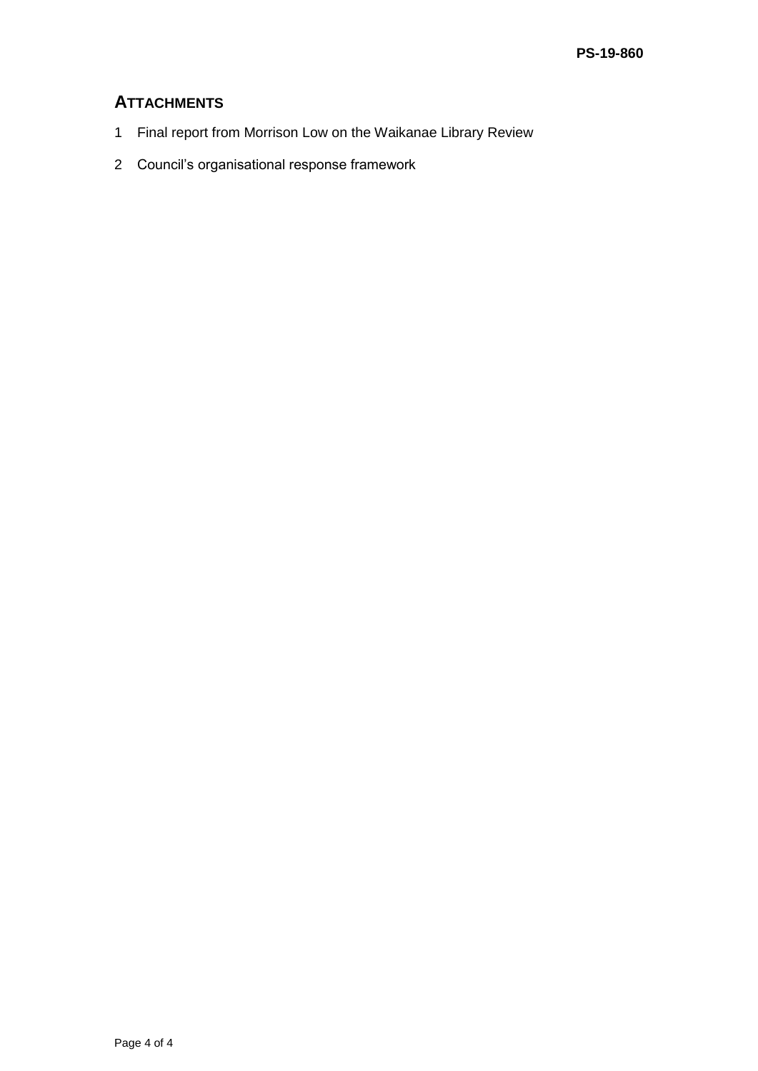## ATTACHMENTS

1. Final report from Morrison Low on the Waikanae Library Review
2. Council's organisational response framework